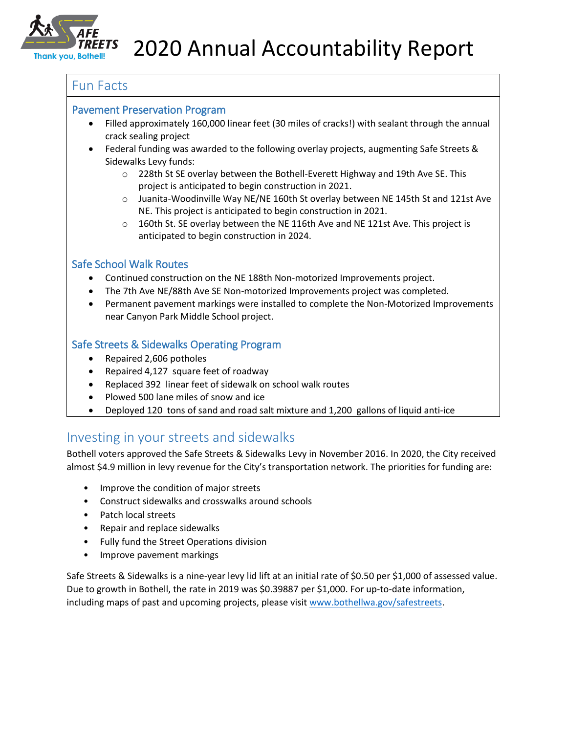SAFE STREETS

Thank you, Bothell!

# 2020 Annual Accountability Report

## Fun Facts

### Pavement Preservation Program

- Filled approximately 160,000 linear feet (30 miles of cracks!) with sealant through the annual crack sealing project
- Federal funding was awarded to the following overlay projects, augmenting Safe Streets & Sidewalks Levy funds:
  - 228th St SE overlay between the Bothell-Everett Highway and 19th Ave SE. This project is anticipated to begin construction in 2021.
  - Juanita-Woodinville Way NE/NE 160th St overlay between NE 145th St and 121st Ave NE. This project is anticipated to begin construction in 2021.
  - 160th St. SE overlay between the NE 116th Ave and NE 121st Ave. This project is anticipated to begin construction in 2024.

### Safe School Walk Routes

- Continued construction on the NE 188th Non-motorized Improvements project.
- The 7th Ave NE/88th Ave SE Non-motorized Improvements project was completed.
- Permanent pavement markings were installed to complete the Non-Motorized Improvements near Canyon Park Middle School project.

### Safe Streets & Sidewalks Operating Program

- Repaired 2,606 potholes
- Repaired 4,127 square feet of roadway
- Replaced 392 linear feet of sidewalk on school walk routes
- Plowed 500 lane miles of snow and ice
- Deployed 120 tons of sand and road salt mixture and 1,200 gallons of liquid anti-ice

## Investing in your streets and sidewalks

Bothell voters approved the Safe Streets & Sidewalks Levy in November 2016. In 2020, the City received almost $4.9 million in levy revenue for the City's transportation network. The priorities for funding are:

- Improve the condition of major streets
- Construct sidewalks and crosswalks around schools
- Patch local streets
- Repair and replace sidewalks
- Fully fund the Street Operations division
- Improve pavement markings

Safe Streets & Sidewalks is a nine-year levy lid lift at an initial rate of $0.50 per $1,000 of assessed value. Due to growth in Bothell, the rate in 2019 was $0.39887 per $1,000. For up-to-date information, including maps of past and upcoming projects, please visit [www.bothellwa.gov/safestreets](http://www.bothellwa.gov/safestreets).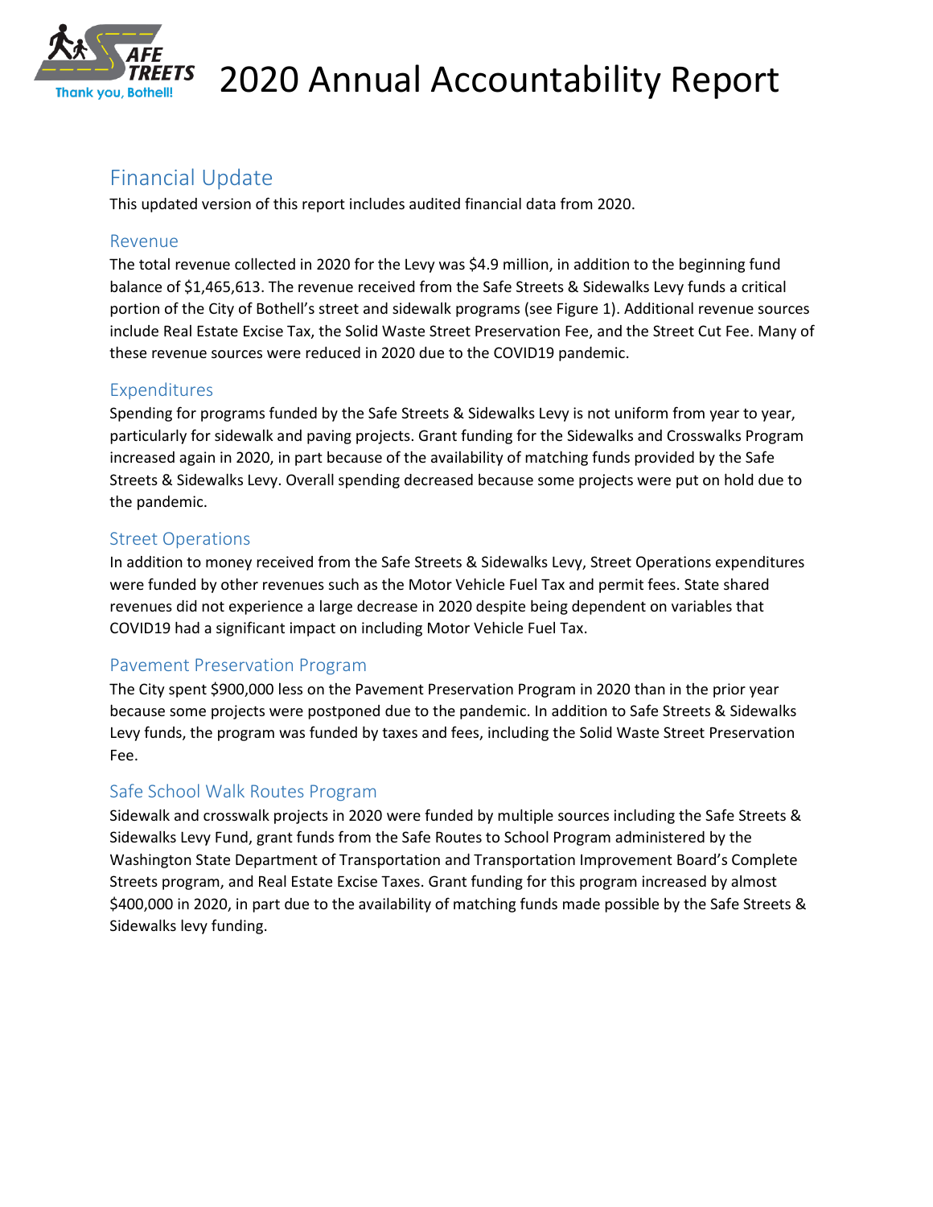# 2020 Annual Accountability Report

## Financial Update

This updated version of this report includes audited financial data from 2020.

### Revenue

The total revenue collected in 2020 for the Levy was $4.9 million, in addition to the beginning fund balance of $1,465,613. The revenue received from the Safe Streets & Sidewalks Levy funds a critical portion of the City of Bothell's street and sidewalk programs (see Figure 1). Additional revenue sources include Real Estate Excise Tax, the Solid Waste Street Preservation Fee, and the Street Cut Fee. Many of these revenue sources were reduced in 2020 due to the COVID19 pandemic.

### Expenditures

Spending for programs funded by the Safe Streets & Sidewalks Levy is not uniform from year to year, particularly for sidewalk and paving projects. Grant funding for the Sidewalks and Crosswalks Program increased again in 2020, in part because of the availability of matching funds provided by the Safe Streets & Sidewalks Levy. Overall spending decreased because some projects were put on hold due to the pandemic.

### Street Operations

In addition to money received from the Safe Streets & Sidewalks Levy, Street Operations expenditures were funded by other revenues such as the Motor Vehicle Fuel Tax and permit fees. State shared revenues did not experience a large decrease in 2020 despite being dependent on variables that COVID19 had a significant impact on including Motor Vehicle Fuel Tax.

### Pavement Preservation Program

The City spent $900,000 less on the Pavement Preservation Program in 2020 than in the prior year because some projects were postponed due to the pandemic. In addition to Safe Streets & Sidewalks Levy funds, the program was funded by taxes and fees, including the Solid Waste Street Preservation Fee.

### Safe School Walk Routes Program

Sidewalk and crosswalk projects in 2020 were funded by multiple sources including the Safe Streets & Sidewalks Levy Fund, grant funds from the Safe Routes to School Program administered by the Washington State Department of Transportation and Transportation Improvement Board's Complete Streets program, and Real Estate Excise Taxes. Grant funding for this program increased by almost $400,000 in 2020, in part due to the availability of matching funds made possible by the Safe Streets & Sidewalks levy funding.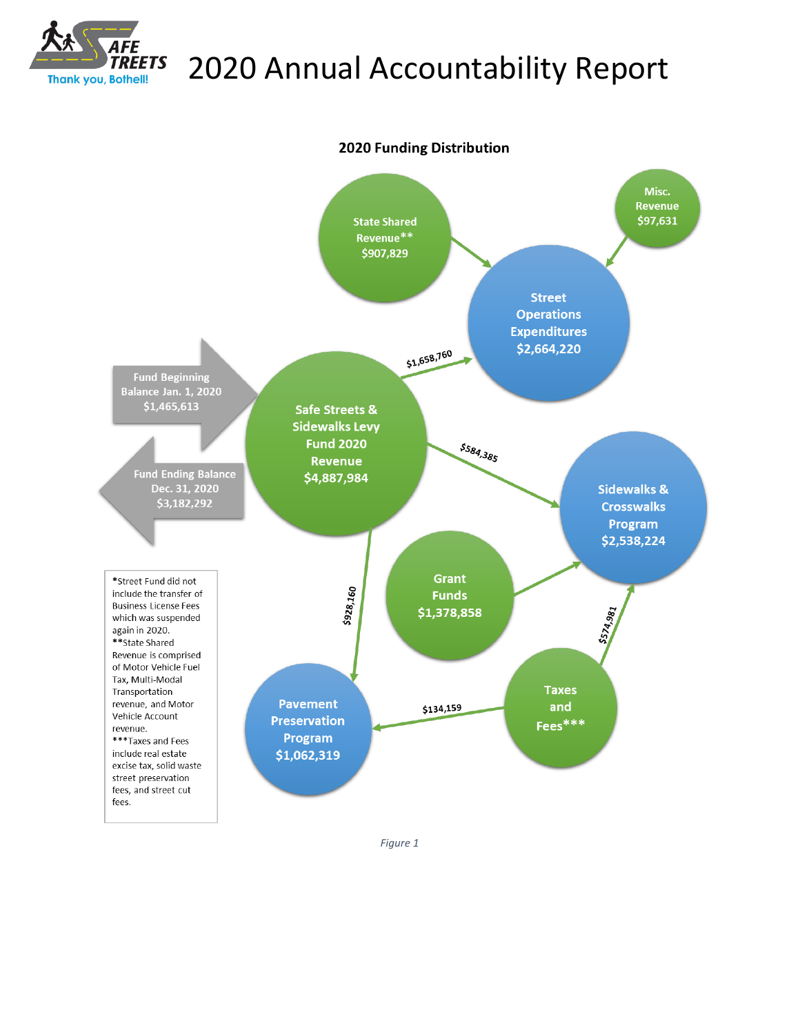# 2020 Annual Accountability Report

## 2020 Funding Distribution

State Shared Revenue** $907,829

Misc. Revenue $97,631

Street Operations Expenditures $2,664,220

Fund Beginning Balance Jan. 1, 2020 $1,465,613

Safe Streets & Sidewalks Levy Fund 2020 Revenue $4,887,984

Fund Ending Balance Dec. 31, 2020 $3,182,292

$1,658,760

$584,385

Sidewalks & Crosswalks Program $2,538,224

Grant Funds $1,378,858

$928,160

$574,981

Pavement Preservation Program $1,062,319

$134,159

Taxes and Fees***

*Street Fund did not include the transfer of Business License Fees which was suspended again in 2020.
**State Shared Revenue is comprised of Motor Vehicle Fuel Tax, Multi-Modal Transportation revenue, and Motor Vehicle Account revenue.
***Taxes and Fees include real estate excise tax, solid waste street preservation fees, and street cut fees.

*Figure 1*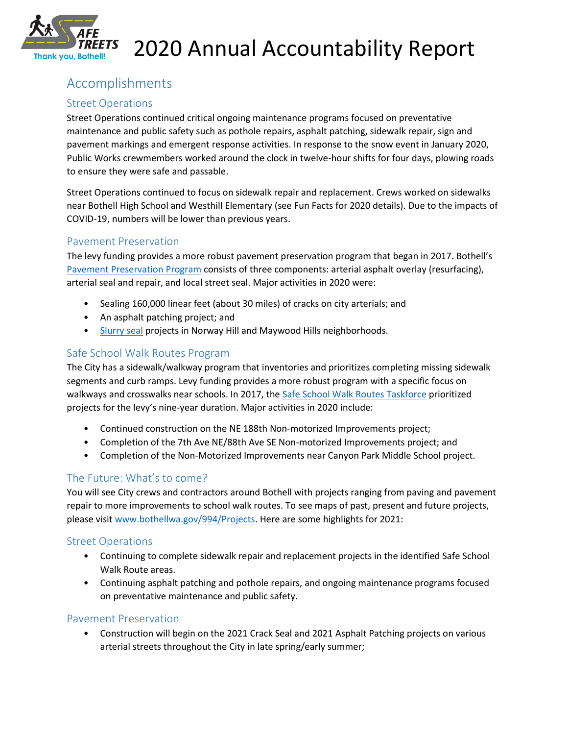# 2020 Annual Accountability Report

## Accomplishments

### Street Operations

Street Operations continued critical ongoing maintenance programs focused on preventative maintenance and public safety such as pothole repairs, asphalt patching, sidewalk repair, sign and pavement markings and emergent response activities. In response to the snow event in January 2020, Public Works crewmembers worked around the clock in twelve-hour shifts for four days, plowing roads to ensure they were safe and passable.

Street Operations continued to focus on sidewalk repair and replacement. Crews worked on sidewalks near Bothell High School and Westhill Elementary (see Fun Facts for 2020 details). Due to the impacts of COVID-19, numbers will be lower than previous years.

### Pavement Preservation

The levy funding provides a more robust pavement preservation program that began in 2017. Bothell's Pavement Preservation Program consists of three components: arterial asphalt overlay (resurfacing), arterial seal and repair, and local street seal. Major activities in 2020 were:

- Sealing 160,000 linear feet (about 30 miles) of cracks on city arterials; and
- An asphalt patching project; and
- Slurry seal projects in Norway Hill and Maywood Hills neighborhoods.

### Safe School Walk Routes Program

The City has a sidewalk/walkway program that inventories and prioritizes completing missing sidewalk segments and curb ramps. Levy funding provides a more robust program with a specific focus on walkways and crosswalks near schools. In 2017, the Safe School Walk Routes Taskforce prioritized projects for the levy's nine-year duration. Major activities in 2020 include:

- Continued construction on the NE 188th Non-motorized Improvements project;
- Completion of the 7th Ave NE/88th Ave SE Non-motorized Improvements project; and
- Completion of the Non-Motorized Improvements near Canyon Park Middle School project.

## The Future: What's to come?

You will see City crews and contractors around Bothell with projects ranging from paving and pavement repair to more improvements to school walk routes. To see maps of past, present and future projects, please visit www.bothellwa.gov/994/Projects. Here are some highlights for 2021:

### Street Operations

- Continuing to complete sidewalk repair and replacement projects in the identified Safe School Walk Route areas.
- Continuing asphalt patching and pothole repairs, and ongoing maintenance programs focused on preventative maintenance and public safety.

### Pavement Preservation

- Construction will begin on the 2021 Crack Seal and 2021 Asphalt Patching projects on various arterial streets throughout the City in late spring/early summer;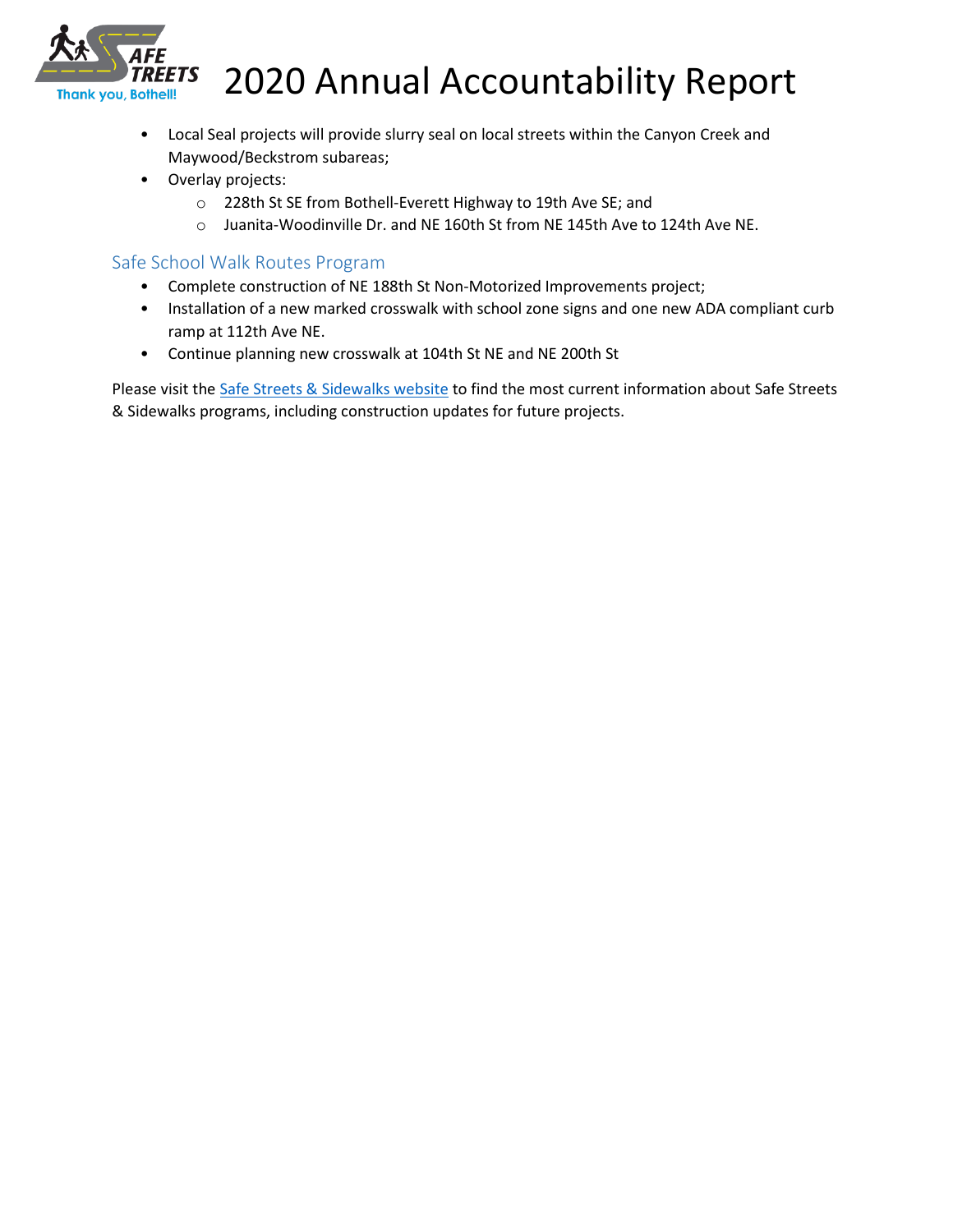- Local Seal projects will provide slurry seal on local streets within the Canyon Creek and Maywood/Beckstrom subareas;
- Overlay projects:
  - 228th St SE from Bothell-Everett Highway to 19th Ave SE; and
  - Juanita-Woodinville Dr. and NE 160th St from NE 145th Ave to 124th Ave NE.

## Safe School Walk Routes Program

- Complete construction of NE 188th St Non-Motorized Improvements project;
- Installation of a new marked crosswalk with school zone signs and one new ADA compliant curb ramp at 112th Ave NE.
- Continue planning new crosswalk at 104th St NE and NE 200th St

Please visit the Safe Streets & Sidewalks website to find the most current information about Safe Streets & Sidewalks programs, including construction updates for future projects.